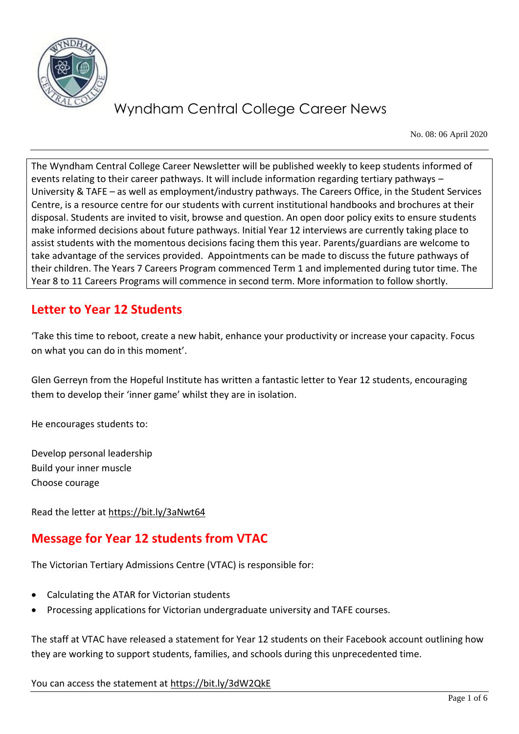# Wyndham Central College Career News

No. 08: 06 April 2020

The Wyndham Central College Career Newsletter will be published weekly to keep students informed of events relating to their career pathways. It will include information regarding tertiary pathways – University & TAFE – as well as employment/industry pathways. The Careers Office, in the Student Services Centre, is a resource centre for our students with current institutional handbooks and brochures at their disposal. Students are invited to visit, browse and question. An open door policy exits to ensure students make informed decisions about future pathways. Initial Year 12 interviews are currently taking place to assist students with the momentous decisions facing them this year. Parents/guardians are welcome to take advantage of the services provided. Appointments can be made to discuss the future pathways of their children. The Years 7 Careers Program commenced Term 1 and implemented during tutor time. The Year 8 to 11 Careers Programs will commence in second term. More information to follow shortly.

## Letter to Year 12 Students

'Take this time to reboot, create a new habit, enhance your productivity or increase your capacity. Focus on what you can do in this moment'.

Glen Gerreyn from the Hopeful Institute has written a fantastic letter to Year 12 students, encouraging them to develop their 'inner game' whilst they are in isolation.

He encourages students to:

Develop personal leadership  
Build your inner muscle  
Choose courage

Read the letter at https://bit.ly/3aNwt64

## Message for Year 12 students from VTAC

The Victorian Tertiary Admissions Centre (VTAC) is responsible for:

- Calculating the ATAR for Victorian students
- Processing applications for Victorian undergraduate university and TAFE courses.

The staff at VTAC have released a statement for Year 12 students on their Facebook account outlining how they are working to support students, families, and schools during this unprecedented time.

You can access the statement at https://bit.ly/3dW2QkE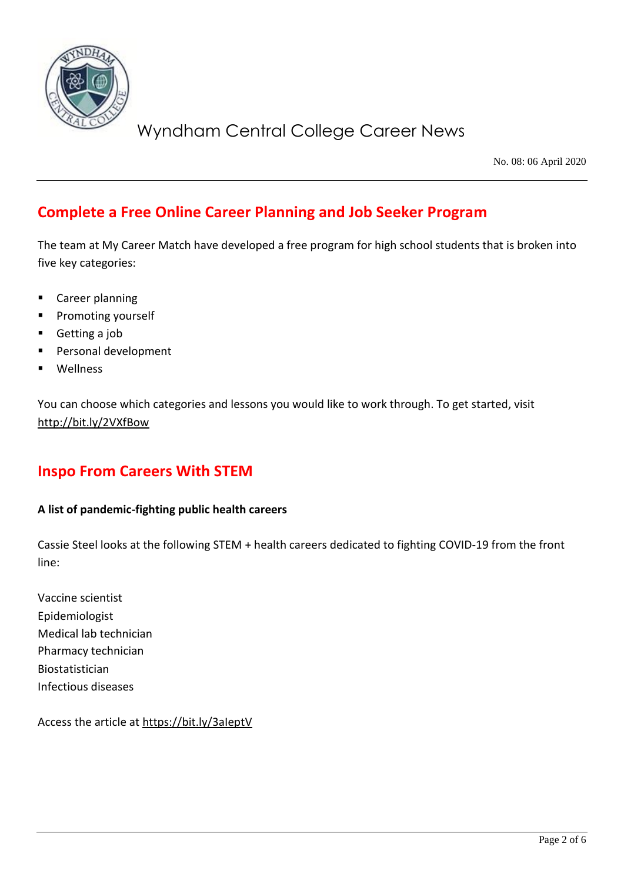## Complete a Free Online Career Planning and Job Seeker Program

The team at My Career Match have developed a free program for high school students that is broken into five key categories:

- Career planning
- Promoting yourself
- Getting a job
- Personal development
- Wellness

You can choose which categories and lessons you would like to work through. To get started, visit http://bit.ly/2VXfBow

## Inspo From Careers With STEM

**A list of pandemic-fighting public health careers**

Cassie Steel looks at the following STEM + health careers dedicated to fighting COVID-19 from the front line:

Vaccine scientist
Epidemiologist
Medical lab technician
Pharmacy technician
Biostatistician
Infectious diseases

Access the article at https://bit.ly/3aIeptV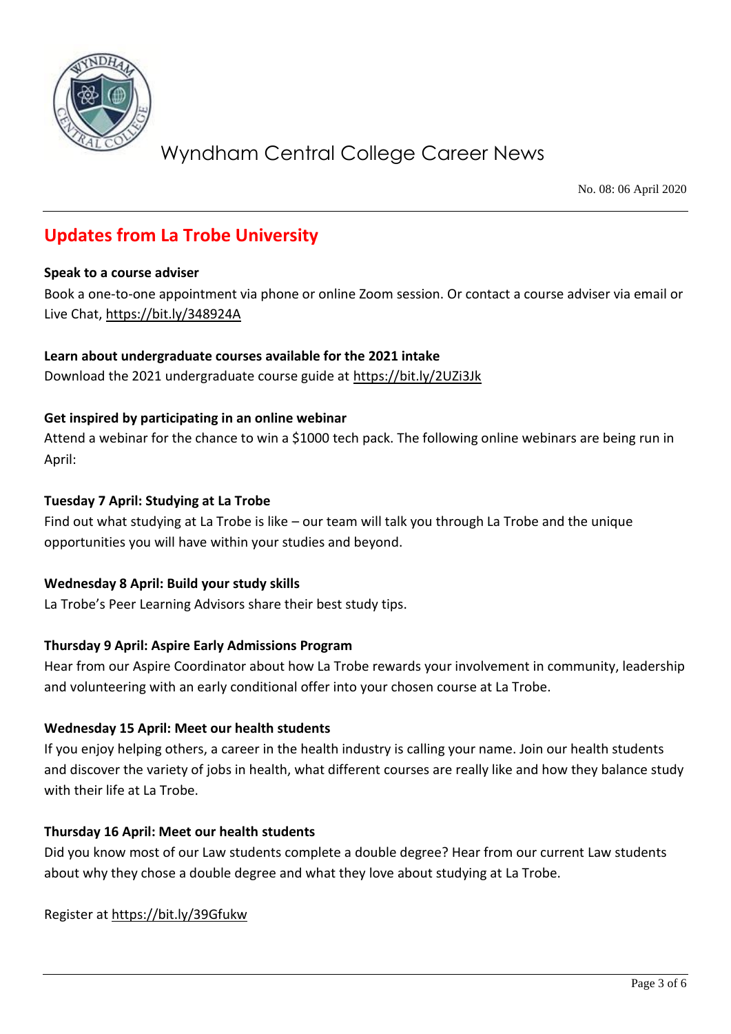## Updates from La Trobe University

**Speak to a course adviser**

Book a one-to-one appointment via phone or online Zoom session. Or contact a course adviser via email or Live Chat, https://bit.ly/348924A

**Learn about undergraduate courses available for the 2021 intake**

Download the 2021 undergraduate course guide at https://bit.ly/2UZi3Jk

**Get inspired by participating in an online webinar**

Attend a webinar for the chance to win a $1000 tech pack. The following online webinars are being run in April:

**Tuesday 7 April: Studying at La Trobe**

Find out what studying at La Trobe is like – our team will talk you through La Trobe and the unique opportunities you will have within your studies and beyond.

**Wednesday 8 April: Build your study skills**

La Trobe's Peer Learning Advisors share their best study tips.

**Thursday 9 April: Aspire Early Admissions Program**

Hear from our Aspire Coordinator about how La Trobe rewards your involvement in community, leadership and volunteering with an early conditional offer into your chosen course at La Trobe.

**Wednesday 15 April: Meet our health students**

If you enjoy helping others, a career in the health industry is calling your name. Join our health students and discover the variety of jobs in health, what different courses are really like and how they balance study with their life at La Trobe.

**Thursday 16 April: Meet our health students**

Did you know most of our Law students complete a double degree? Hear from our current Law students about why they chose a double degree and what they love about studying at La Trobe.

Register at https://bit.ly/39Gfukw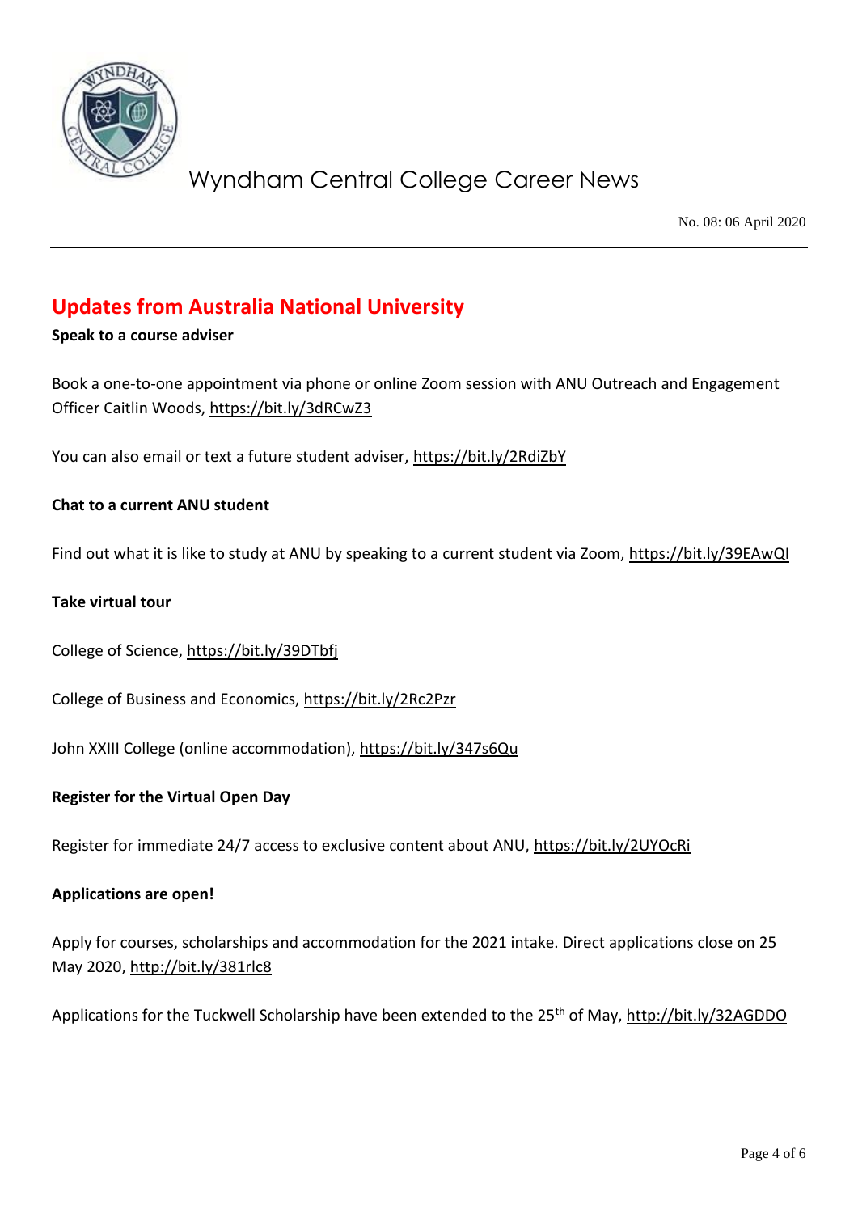## Updates from Australia National University

**Speak to a course adviser**

Book a one-to-one appointment via phone or online Zoom session with ANU Outreach and Engagement Officer Caitlin Woods, https://bit.ly/3dRCwZ3

You can also email or text a future student adviser, https://bit.ly/2RdiZbY

**Chat to a current ANU student**

Find out what it is like to study at ANU by speaking to a current student via Zoom, https://bit.ly/39EAwQI

**Take virtual tour**

College of Science, https://bit.ly/39DTbfj

College of Business and Economics, https://bit.ly/2Rc2Pzr

John XXIII College (online accommodation), https://bit.ly/347s6Qu

**Register for the Virtual Open Day**

Register for immediate 24/7 access to exclusive content about ANU, https://bit.ly/2UYOcRi

**Applications are open!**

Apply for courses, scholarships and accommodation for the 2021 intake. Direct applications close on 25 May 2020, http://bit.ly/381rlc8

Applications for the Tuckwell Scholarship have been extended to the 25th of May, http://bit.ly/32AGDDO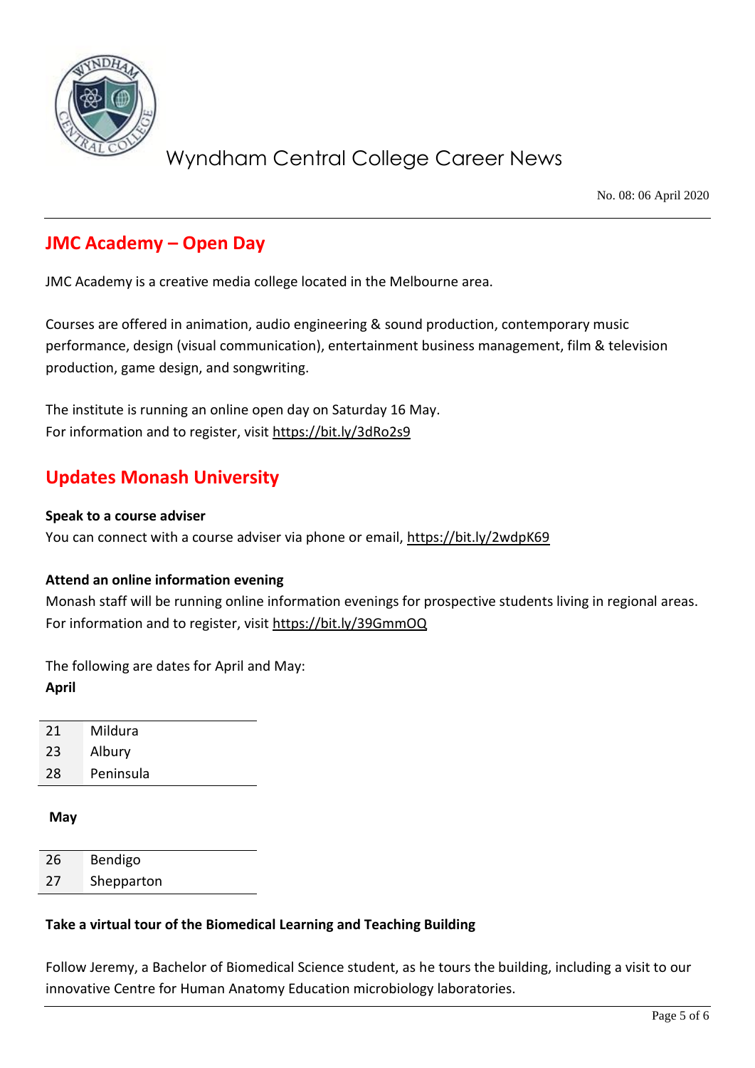## JMC Academy – Open Day

JMC Academy is a creative media college located in the Melbourne area.

Courses are offered in animation, audio engineering & sound production, contemporary music performance, design (visual communication), entertainment business management, film & television production, game design, and songwriting.

The institute is running an online open day on Saturday 16 May.
For information and to register, visit https://bit.ly/3dRo2s9

## Updates Monash University

**Speak to a course adviser**
You can connect with a course adviser via phone or email, https://bit.ly/2wdpK69

**Attend an online information evening**
Monash staff will be running online information evenings for prospective students living in regional areas. For information and to register, visit https://bit.ly/39GmmOQ

The following are dates for April and May:

**April**

| | |
|---|---|
| 21 | Mildura |
| 23 | Albury |
| 28 | Peninsula |

**May**

| | |
|---|---|
| 26 | Bendigo |
| 27 | Shepparton |

**Take a virtual tour of the Biomedical Learning and Teaching Building**

Follow Jeremy, a Bachelor of Biomedical Science student, as he tours the building, including a visit to our innovative Centre for Human Anatomy Education microbiology laboratories.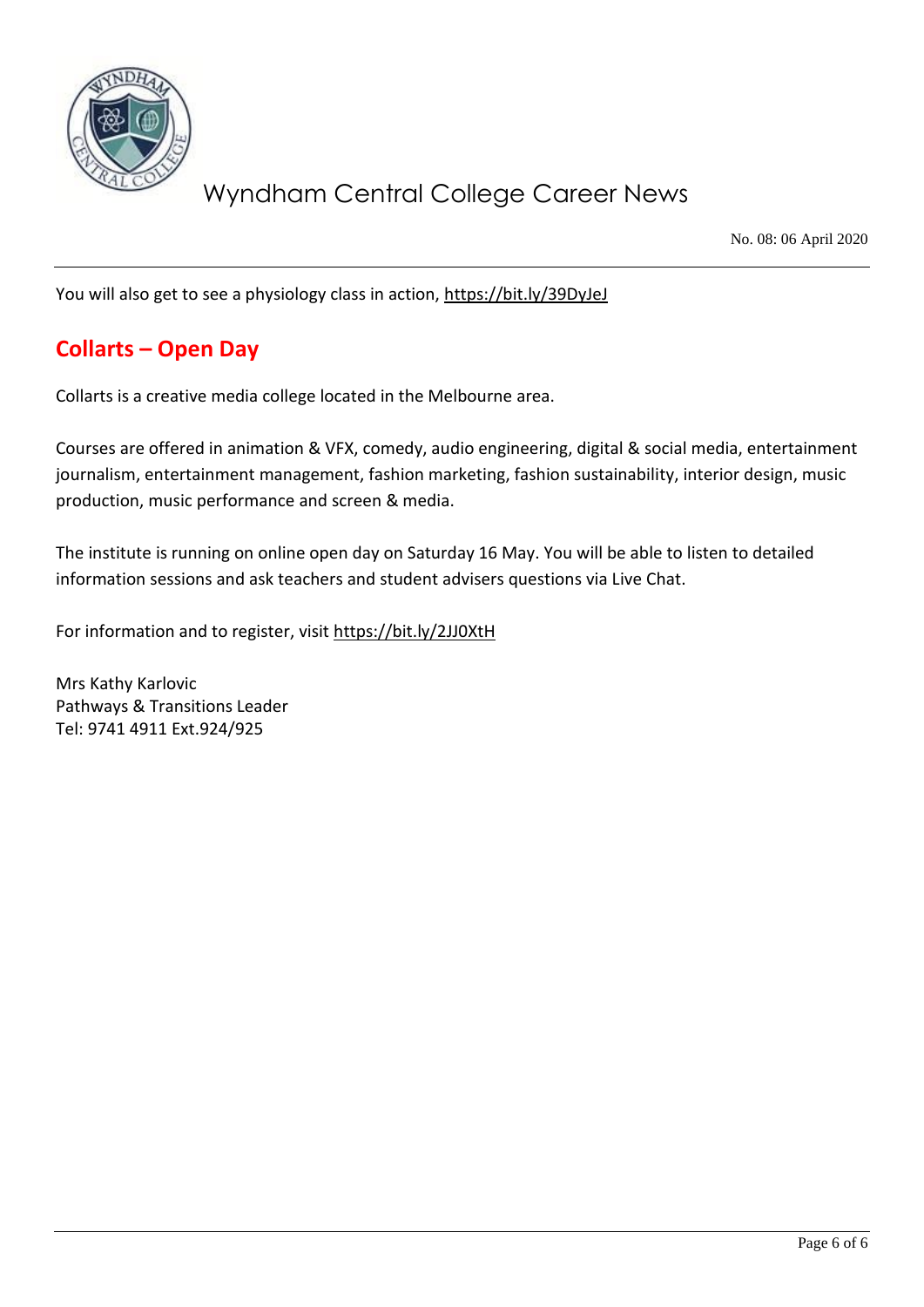You will also get to see a physiology class in action, https://bit.ly/39DyJeJ

## Collarts – Open Day

Collarts is a creative media college located in the Melbourne area.

Courses are offered in animation & VFX, comedy, audio engineering, digital & social media, entertainment journalism, entertainment management, fashion marketing, fashion sustainability, interior design, music production, music performance and screen & media.

The institute is running on online open day on Saturday 16 May. You will be able to listen to detailed information sessions and ask teachers and student advisers questions via Live Chat.

For information and to register, visit https://bit.ly/2JJ0XtH

Mrs Kathy Karlovic  
Pathways & Transitions Leader  
Tel: 9741 4911 Ext.924/925